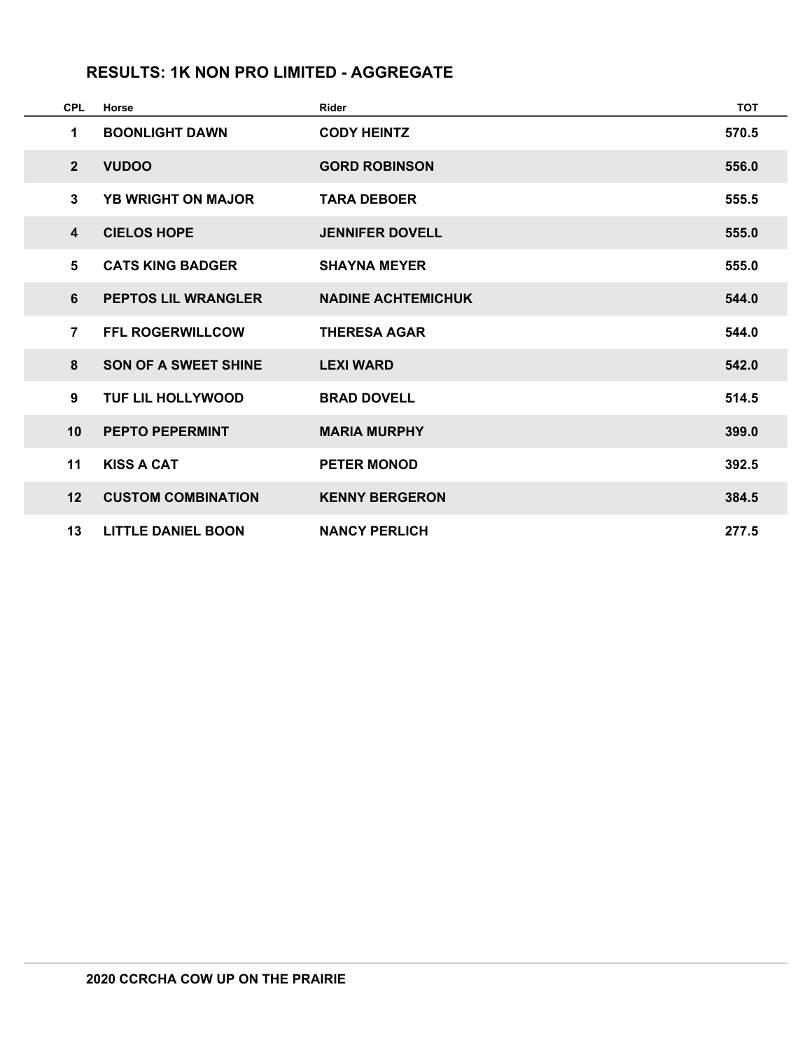## RESULTS: 1K NON PRO LIMITED - AGGREGATE

| CPL | Horse | Rider | TOT |
|---|---|---|---|
| 1 | BOONLIGHT DAWN | CODY HEINTZ | 570.5 |
| 2 | VUDOO | GORD ROBINSON | 556.0 |
| 3 | YB WRIGHT ON MAJOR | TARA DEBOER | 555.5 |
| 4 | CIELOS HOPE | JENNIFER DOVELL | 555.0 |
| 5 | CATS KING BADGER | SHAYNA MEYER | 555.0 |
| 6 | PEPTOS LIL WRANGLER | NADINE ACHTEMICHUK | 544.0 |
| 7 | FFL ROGERWILLCOW | THERESA AGAR | 544.0 |
| 8 | SON OF A SWEET SHINE | LEXI WARD | 542.0 |
| 9 | TUF LIL HOLLYWOOD | BRAD DOVELL | 514.5 |
| 10 | PEPTO PEPERMINT | MARIA MURPHY | 399.0 |
| 11 | KISS A CAT | PETER MONOD | 392.5 |
| 12 | CUSTOM COMBINATION | KENNY BERGERON | 384.5 |
| 13 | LITTLE DANIEL BOON | NANCY PERLICH | 277.5 |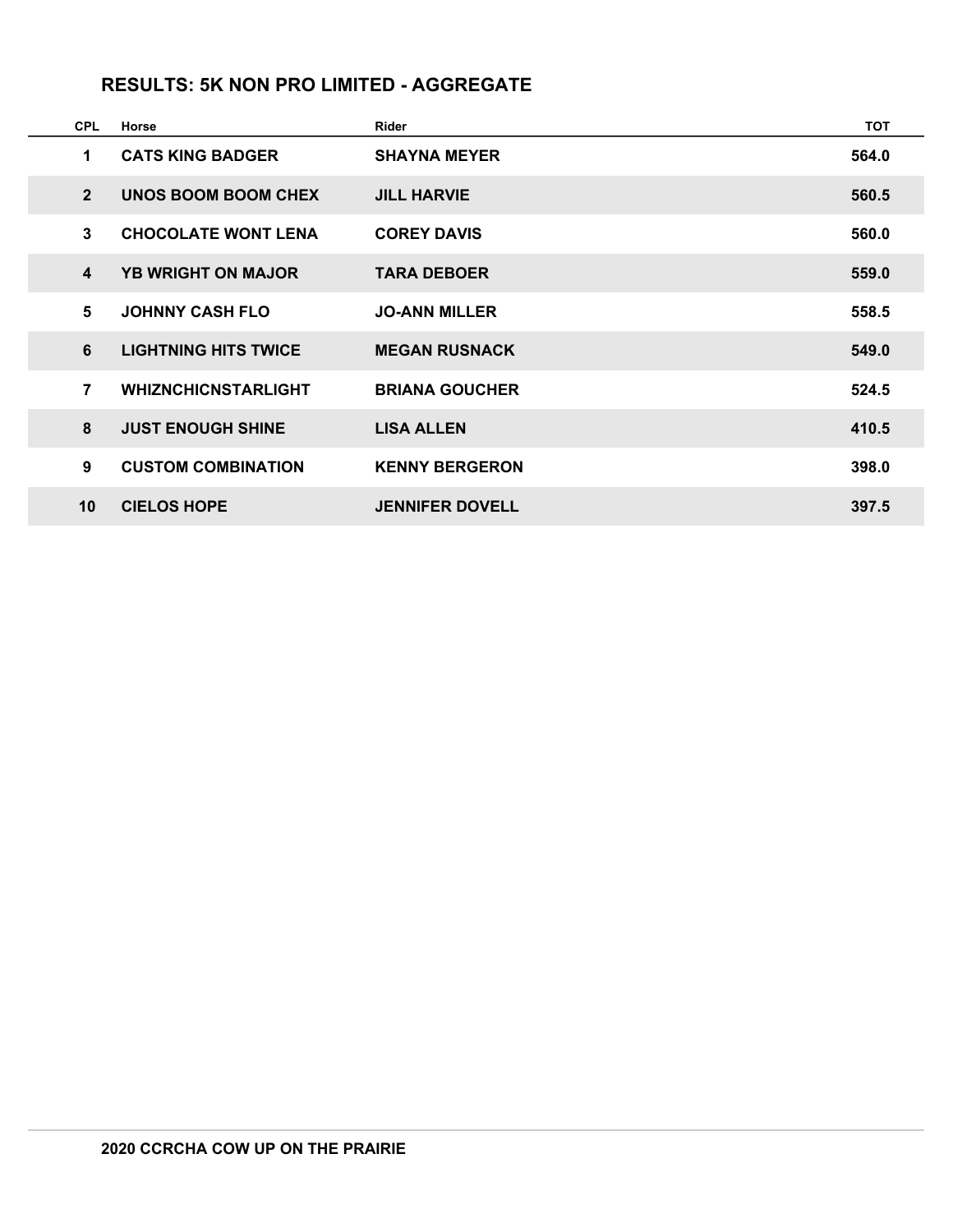## RESULTS: 5K NON PRO LIMITED - AGGREGATE

| CPL | Horse | Rider | TOT |
|---|---|---|---|
| 1 | CATS KING BADGER | SHAYNA MEYER | 564.0 |
| 2 | UNOS BOOM BOOM CHEX | JILL HARVIE | 560.5 |
| 3 | CHOCOLATE WONT LENA | COREY DAVIS | 560.0 |
| 4 | YB WRIGHT ON MAJOR | TARA DEBOER | 559.0 |
| 5 | JOHNNY CASH FLO | JO-ANN MILLER | 558.5 |
| 6 | LIGHTNING HITS TWICE | MEGAN RUSNACK | 549.0 |
| 7 | WHIZNCHICNSTARLIGHT | BRIANA GOUCHER | 524.5 |
| 8 | JUST ENOUGH SHINE | LISA ALLEN | 410.5 |
| 9 | CUSTOM COMBINATION | KENNY BERGERON | 398.0 |
| 10 | CIELOS HOPE | JENNIFER DOVELL | 397.5 |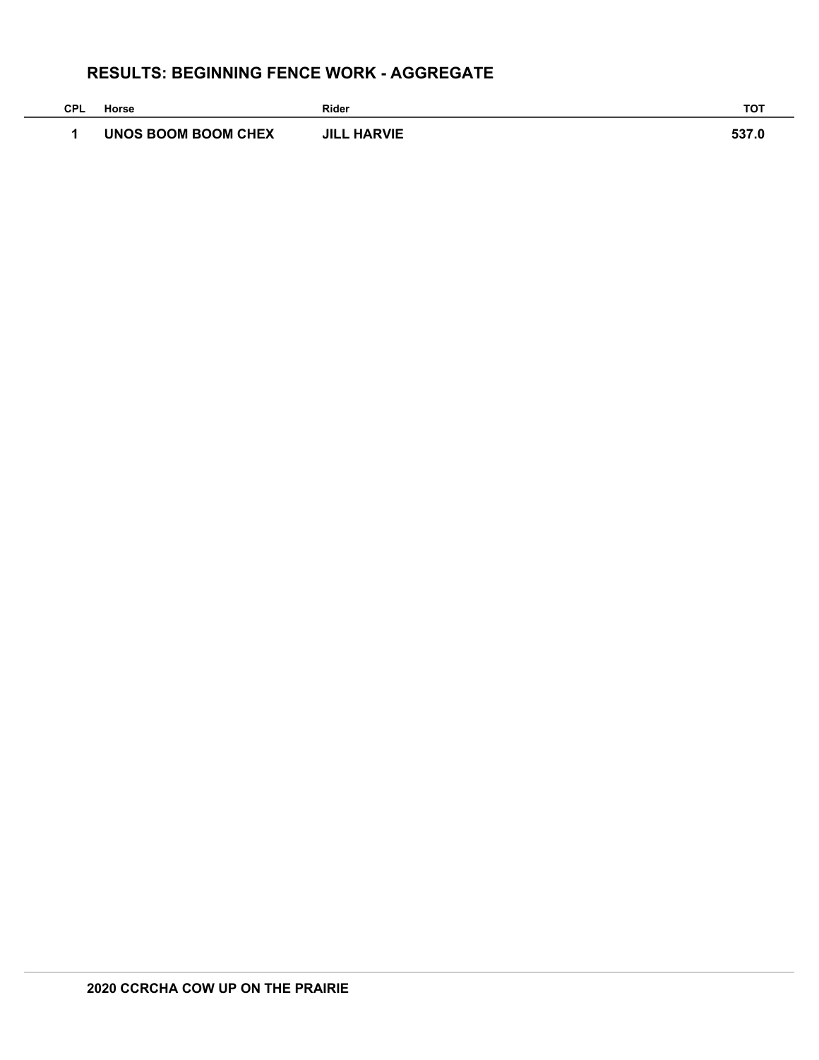## RESULTS: BEGINNING FENCE WORK - AGGREGATE

| CPL | Horse | Rider | TOT |
|---|---|---|---|
| 1 | UNOS BOOM BOOM CHEX | JILL HARVIE | 537.0 |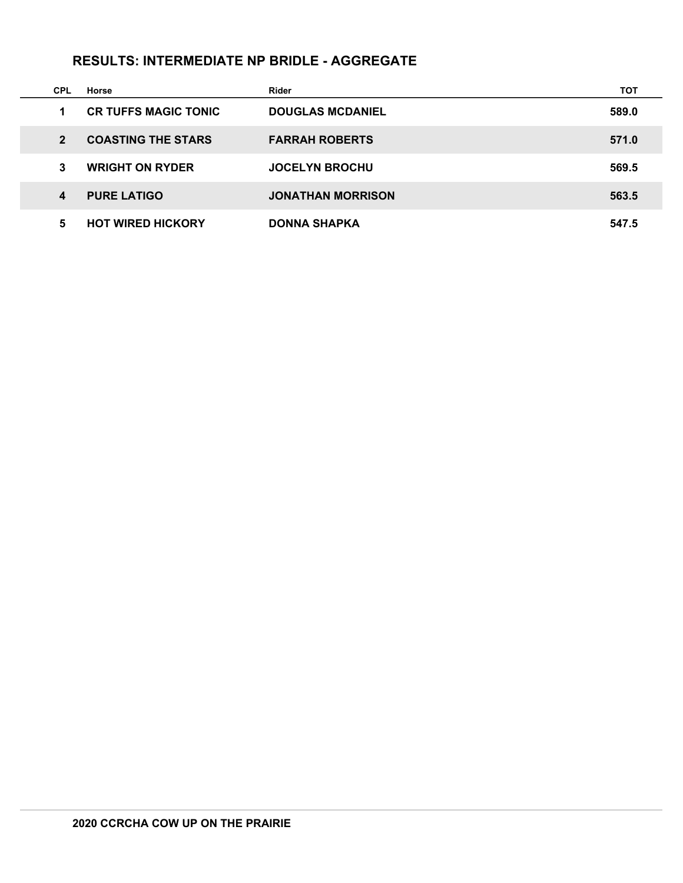## RESULTS: INTERMEDIATE NP BRIDLE - AGGREGATE

| CPL | Horse | Rider | TOT |
|---|---|---|---|
| 1 | CR TUFFS MAGIC TONIC | DOUGLAS MCDANIEL | 589.0 |
| 2 | COASTING THE STARS | FARRAH ROBERTS | 571.0 |
| 3 | WRIGHT ON RYDER | JOCELYN BROCHU | 569.5 |
| 4 | PURE LATIGO | JONATHAN MORRISON | 563.5 |
| 5 | HOT WIRED HICKORY | DONNA SHAPKA | 547.5 |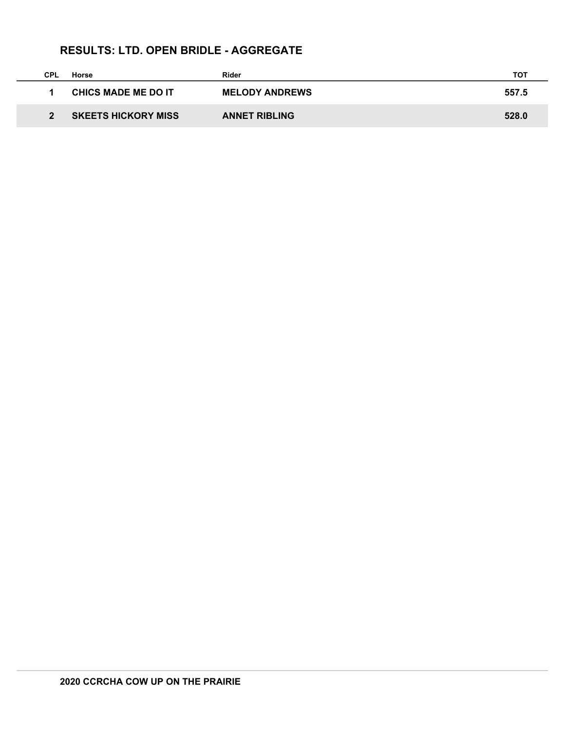## RESULTS: LTD. OPEN BRIDLE - AGGREGATE

| CPL | Horse | Rider | TOT |
|---|---|---|---|
| 1 | CHICS MADE ME DO IT | MELODY ANDREWS | 557.5 |
| 2 | SKEETS HICKORY MISS | ANNET RIBLING | 528.0 |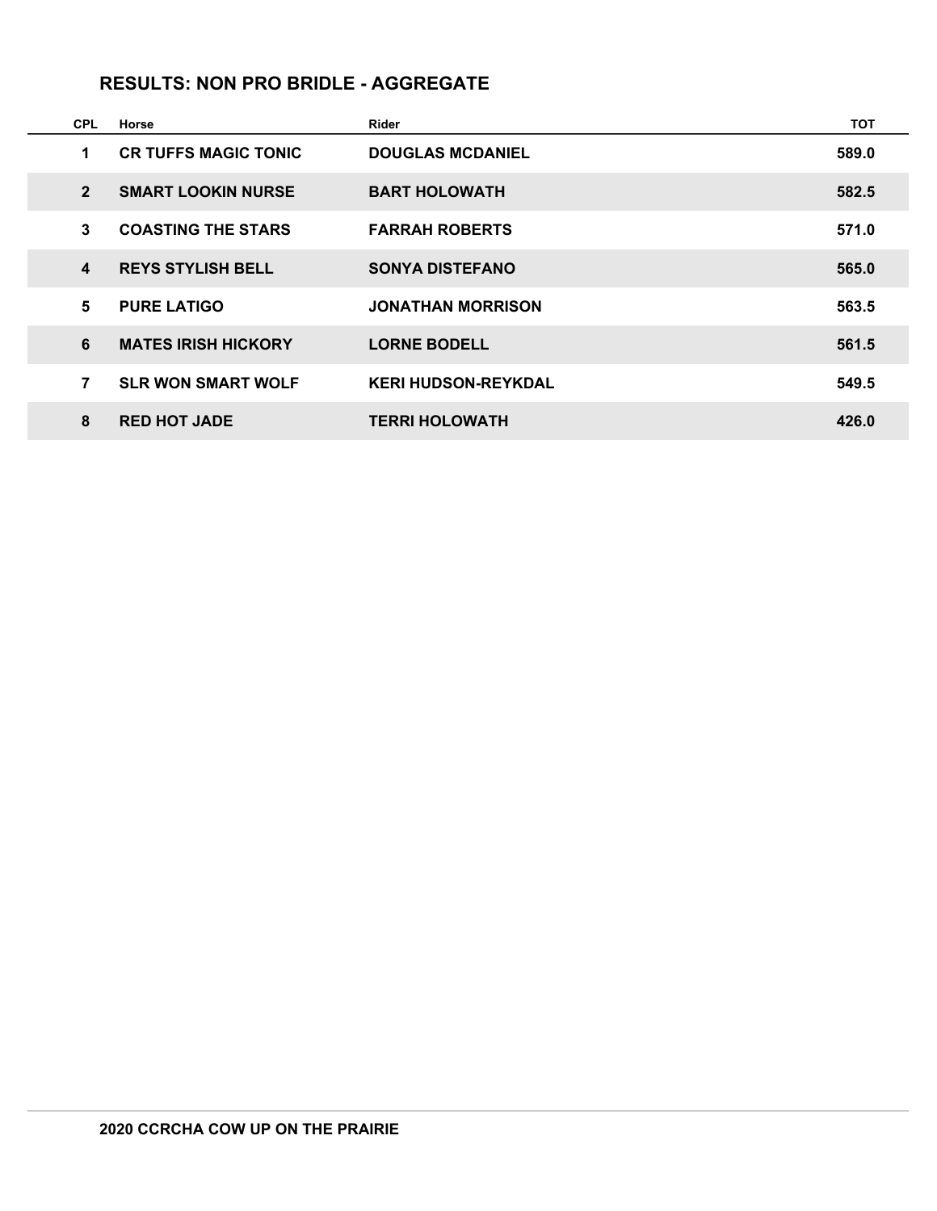## RESULTS: NON PRO BRIDLE - AGGREGATE

| CPL | Horse | Rider | TOT |
|---|---|---|---|
| 1 | CR TUFFS MAGIC TONIC | DOUGLAS MCDANIEL | 589.0 |
| 2 | SMART LOOKIN NURSE | BART HOLOWATH | 582.5 |
| 3 | COASTING THE STARS | FARRAH ROBERTS | 571.0 |
| 4 | REYS STYLISH BELL | SONYA DISTEFANO | 565.0 |
| 5 | PURE LATIGO | JONATHAN MORRISON | 563.5 |
| 6 | MATES IRISH HICKORY | LORNE BODELL | 561.5 |
| 7 | SLR WON SMART WOLF | KERI HUDSON-REYKDAL | 549.5 |
| 8 | RED HOT JADE | TERRI HOLOWATH | 426.0 |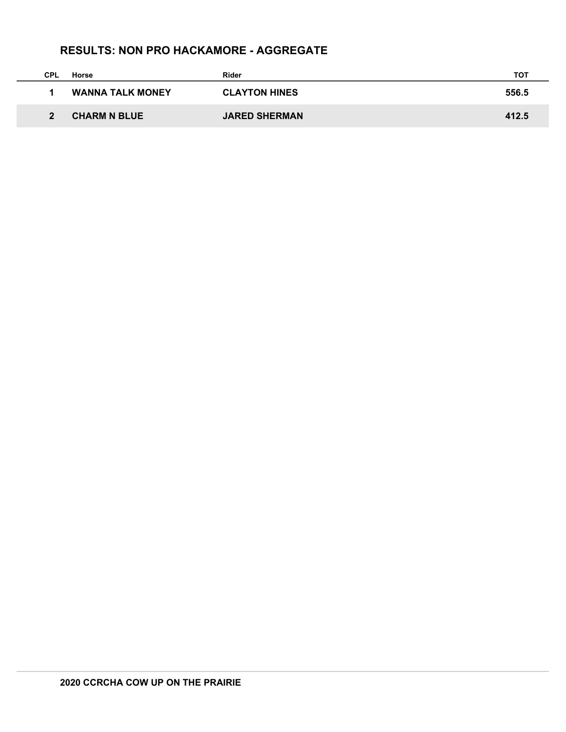## RESULTS: NON PRO HACKAMORE - AGGREGATE

| CPL | Horse | Rider | TOT |
|---|---|---|---|
| 1 | WANNA TALK MONEY | CLAYTON HINES | 556.5 |
| 2 | CHARM N BLUE | JARED SHERMAN | 412.5 |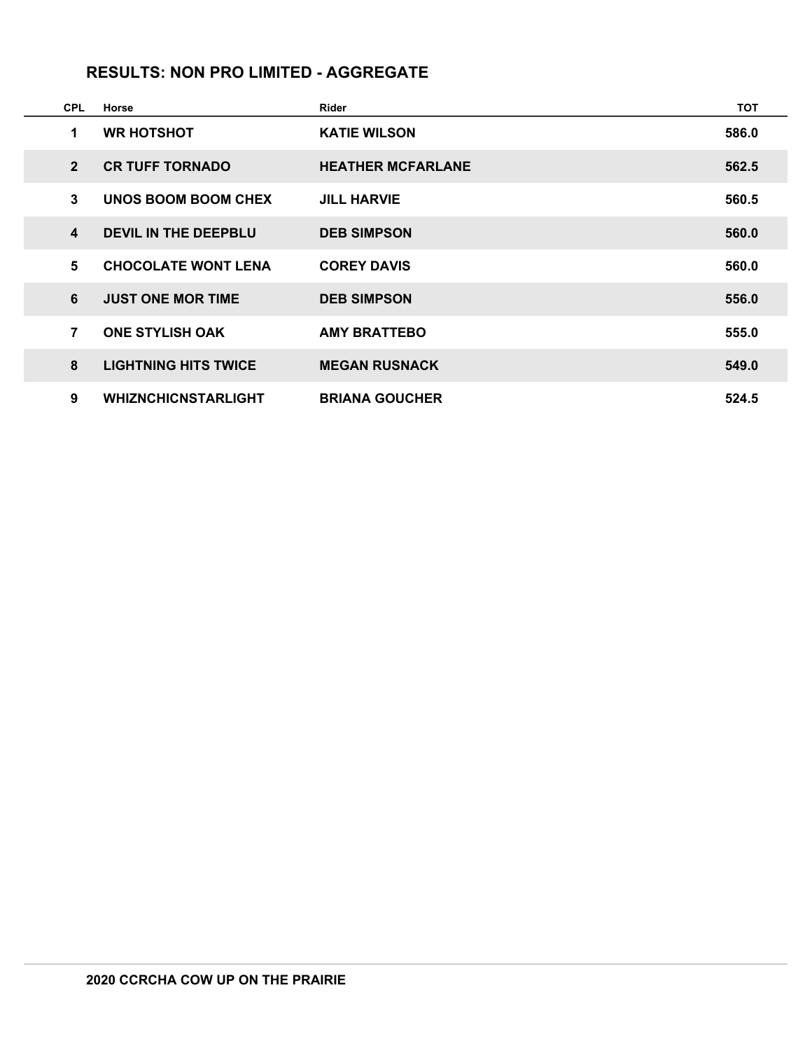## RESULTS: NON PRO LIMITED - AGGREGATE

| CPL | Horse | Rider | TOT |
|---|---|---|---|
| 1 | WR HOTSHOT | KATIE WILSON | 586.0 |
| 2 | CR TUFF TORNADO | HEATHER MCFARLANE | 562.5 |
| 3 | UNOS BOOM BOOM CHEX | JILL HARVIE | 560.5 |
| 4 | DEVIL IN THE DEEPBLU | DEB SIMPSON | 560.0 |
| 5 | CHOCOLATE WONT LENA | COREY DAVIS | 560.0 |
| 6 | JUST ONE MOR TIME | DEB SIMPSON | 556.0 |
| 7 | ONE STYLISH OAK | AMY BRATTEBO | 555.0 |
| 8 | LIGHTNING HITS TWICE | MEGAN RUSNACK | 549.0 |
| 9 | WHIZNCHICNSTARLIGHT | BRIANA GOUCHER | 524.5 |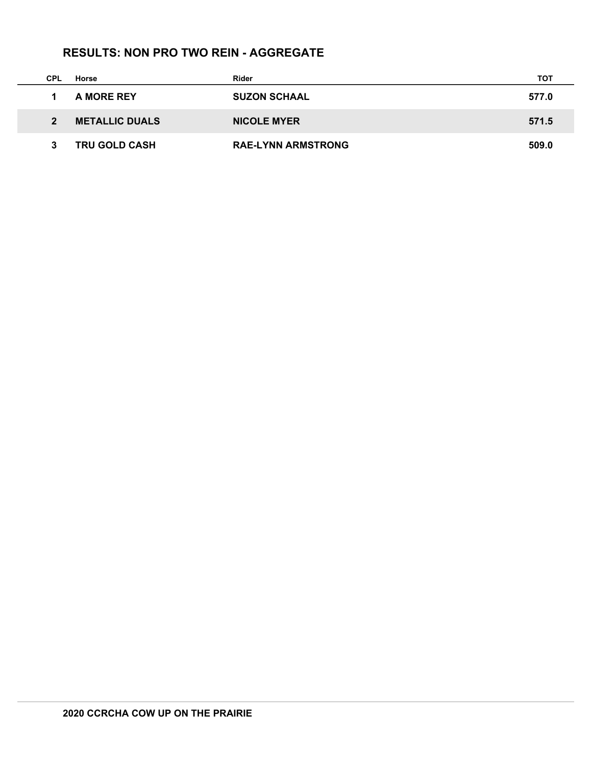## RESULTS: NON PRO TWO REIN - AGGREGATE

| CPL | Horse | Rider | TOT |
|---|---|---|---|
| 1 | A MORE REY | SUZON SCHAAL | 577.0 |
| 2 | METALLIC DUALS | NICOLE MYER | 571.5 |
| 3 | TRU GOLD CASH | RAE-LYNN ARMSTRONG | 509.0 |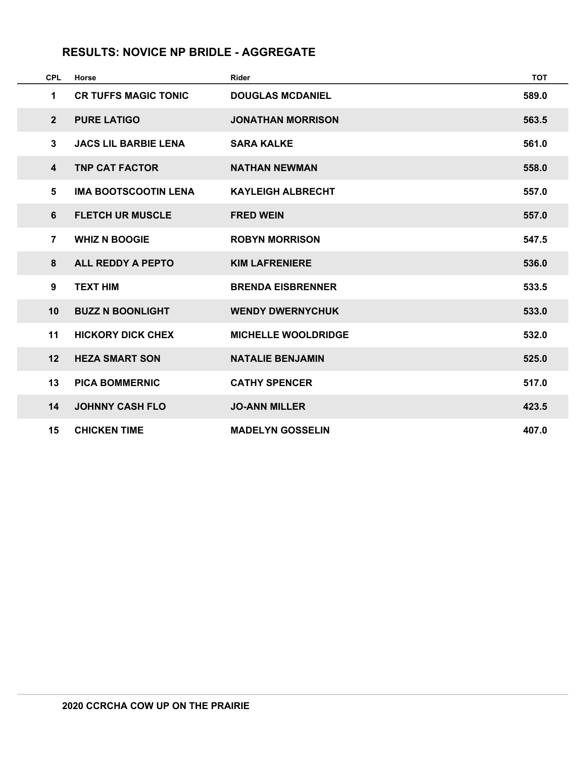## RESULTS: NOVICE NP BRIDLE - AGGREGATE

| CPL | Horse | Rider | TOT |
|---|---|---|---|
| 1 | CR TUFFS MAGIC TONIC | DOUGLAS MCDANIEL | 589.0 |
| 2 | PURE LATIGO | JONATHAN MORRISON | 563.5 |
| 3 | JACS LIL BARBIE LENA | SARA KALKE | 561.0 |
| 4 | TNP CAT FACTOR | NATHAN NEWMAN | 558.0 |
| 5 | IMA BOOTSCOOTIN LENA | KAYLEIGH ALBRECHT | 557.0 |
| 6 | FLETCH UR MUSCLE | FRED WEIN | 557.0 |
| 7 | WHIZ N BOOGIE | ROBYN MORRISON | 547.5 |
| 8 | ALL REDDY A PEPTO | KIM LAFRENIERE | 536.0 |
| 9 | TEXT HIM | BRENDA EISBRENNER | 533.5 |
| 10 | BUZZ N BOONLIGHT | WENDY DWERNYCHUK | 533.0 |
| 11 | HICKORY DICK CHEX | MICHELLE WOOLDRIDGE | 532.0 |
| 12 | HEZA SMART SON | NATALIE BENJAMIN | 525.0 |
| 13 | PICA BOMMERNIC | CATHY SPENCER | 517.0 |
| 14 | JOHNNY CASH FLO | JO-ANN MILLER | 423.5 |
| 15 | CHICKEN TIME | MADELYN GOSSELIN | 407.0 |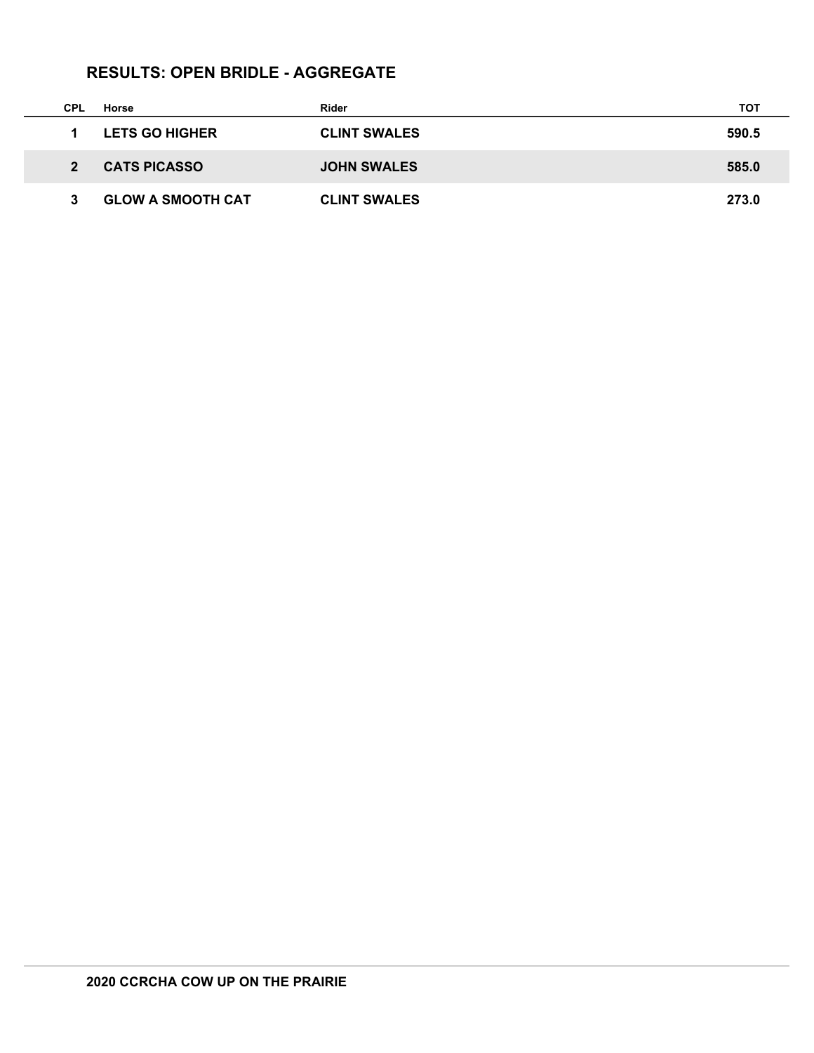## RESULTS: OPEN BRIDLE - AGGREGATE

| CPL | Horse | Rider | TOT |
|---|---|---|---|
| 1 | LETS GO HIGHER | CLINT SWALES | 590.5 |
| 2 | CATS PICASSO | JOHN SWALES | 585.0 |
| 3 | GLOW A SMOOTH CAT | CLINT SWALES | 273.0 |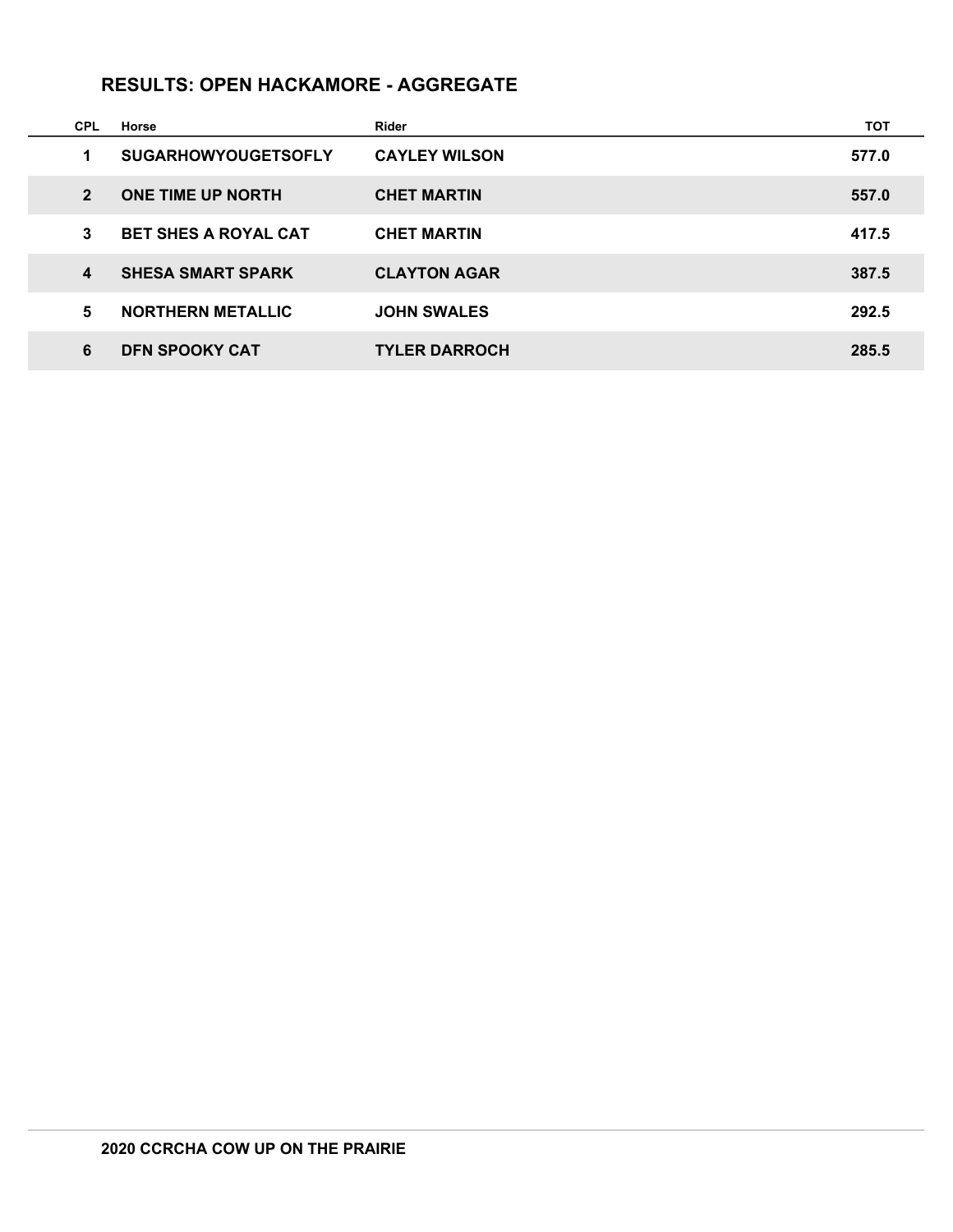## RESULTS: OPEN HACKAMORE - AGGREGATE

| CPL | Horse | Rider | TOT |
|---|---|---|---|
| 1 | SUGARHOWYOUGETSOFLY | CAYLEY WILSON | 577.0 |
| 2 | ONE TIME UP NORTH | CHET MARTIN | 557.0 |
| 3 | BET SHES A ROYAL CAT | CHET MARTIN | 417.5 |
| 4 | SHESA SMART SPARK | CLAYTON AGAR | 387.5 |
| 5 | NORTHERN METALLIC | JOHN SWALES | 292.5 |
| 6 | DFN SPOOKY CAT | TYLER DARROCH | 285.5 |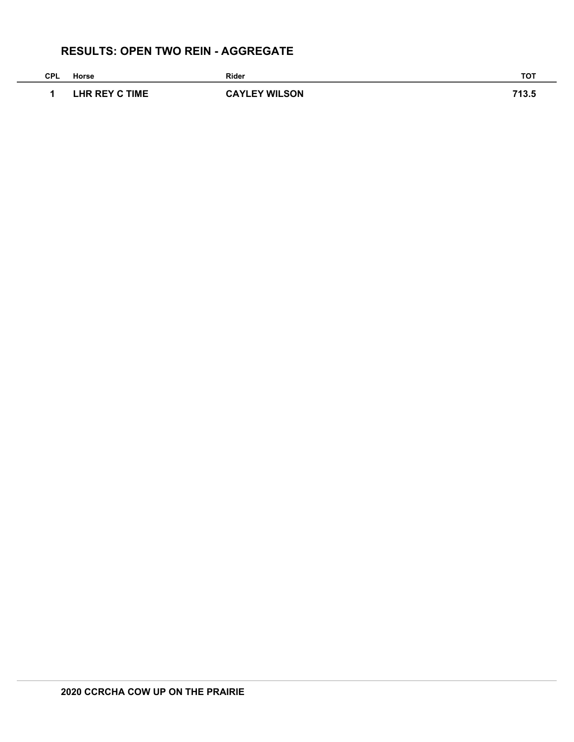## RESULTS: OPEN TWO REIN - AGGREGATE

| CPL | Horse | Rider | TOT |
|---|---|---|---|
| 1 | LHR REY C TIME | CAYLEY WILSON | 713.5 |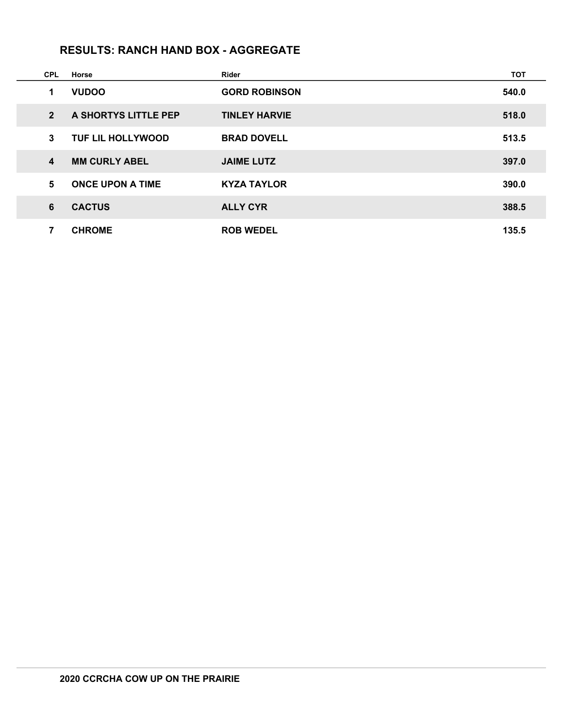## RESULTS: RANCH HAND BOX - AGGREGATE

| CPL | Horse | Rider | TOT |
|---|---|---|---|
| 1 | VUDOO | GORD ROBINSON | 540.0 |
| 2 | A SHORTYS LITTLE PEP | TINLEY HARVIE | 518.0 |
| 3 | TUF LIL HOLLYWOOD | BRAD DOVELL | 513.5 |
| 4 | MM CURLY ABEL | JAIME LUTZ | 397.0 |
| 5 | ONCE UPON A TIME | KYZA TAYLOR | 390.0 |
| 6 | CACTUS | ALLY CYR | 388.5 |
| 7 | CHROME | ROB WEDEL | 135.5 |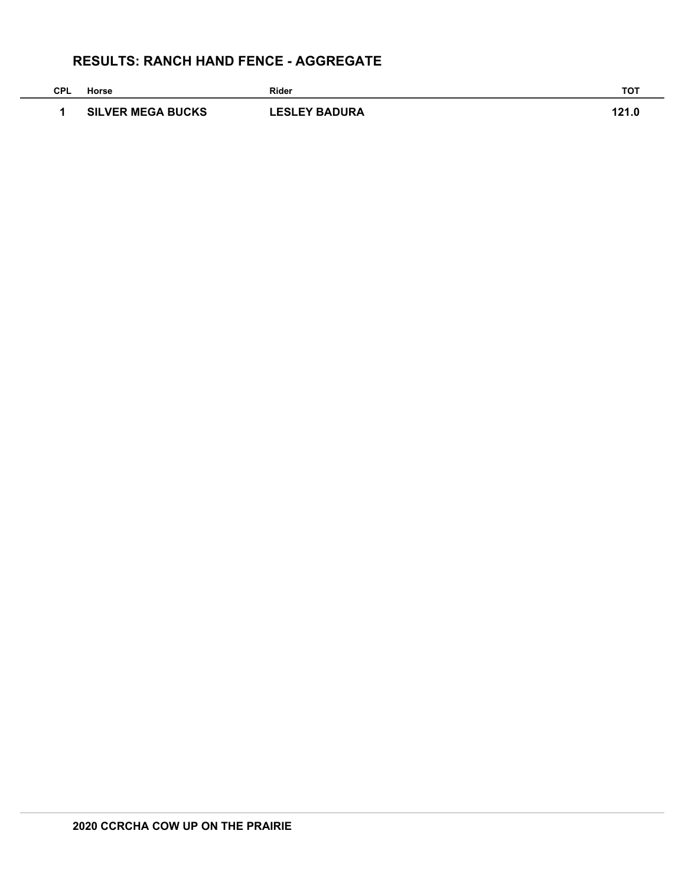## RESULTS: RANCH HAND FENCE - AGGREGATE

| CPL | Horse | Rider | TOT |
| --- | --- | --- | --- |
| 1 | SILVER MEGA BUCKS | LESLEY BADURA | 121.0 |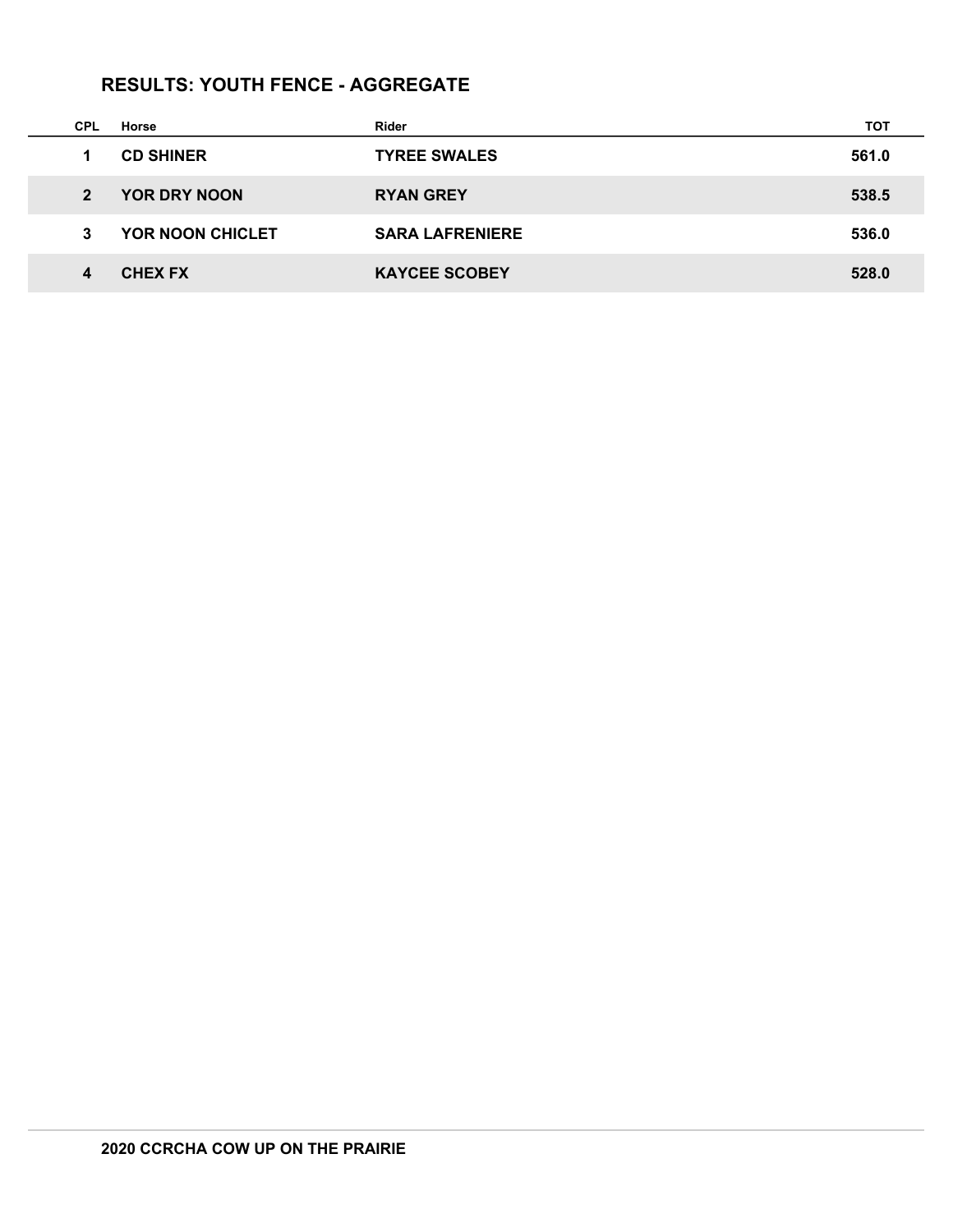## RESULTS: YOUTH FENCE - AGGREGATE

| CPL | Horse | Rider | TOT |
|---|---|---|---|
| 1 | CD SHINER | TYREE SWALES | 561.0 |
| 2 | YOR DRY NOON | RYAN GREY | 538.5 |
| 3 | YOR NOON CHICLET | SARA LAFRENIERE | 536.0 |
| 4 | CHEX FX | KAYCEE SCOBEY | 528.0 |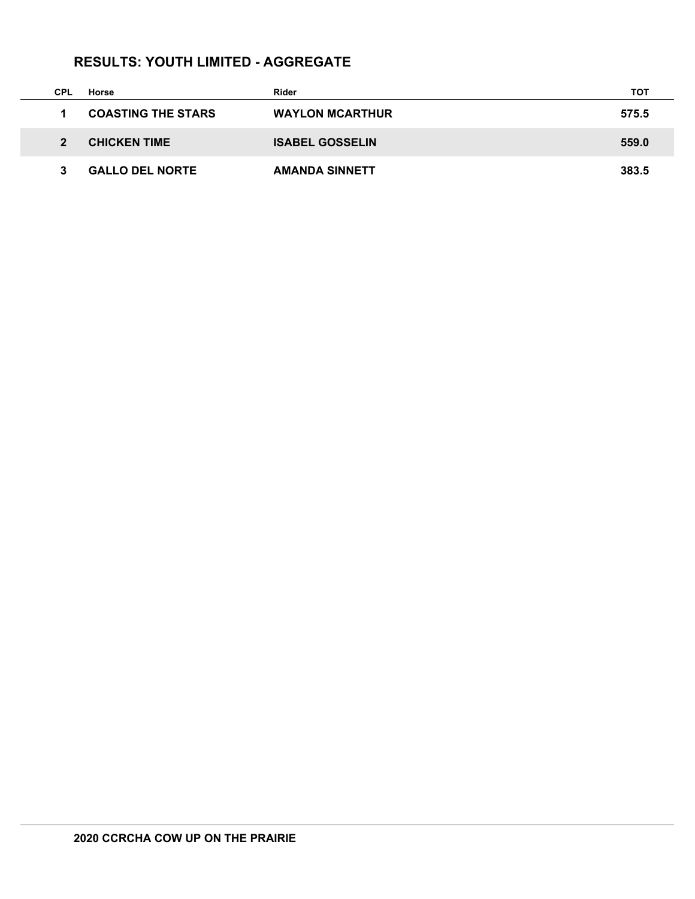## RESULTS: YOUTH LIMITED - AGGREGATE

| CPL | Horse | Rider | TOT |
|---|---|---|---|
| 1 | COASTING THE STARS | WAYLON MCARTHUR | 575.5 |
| 2 | CHICKEN TIME | ISABEL GOSSELIN | 559.0 |
| 3 | GALLO DEL NORTE | AMANDA SINNETT | 383.5 |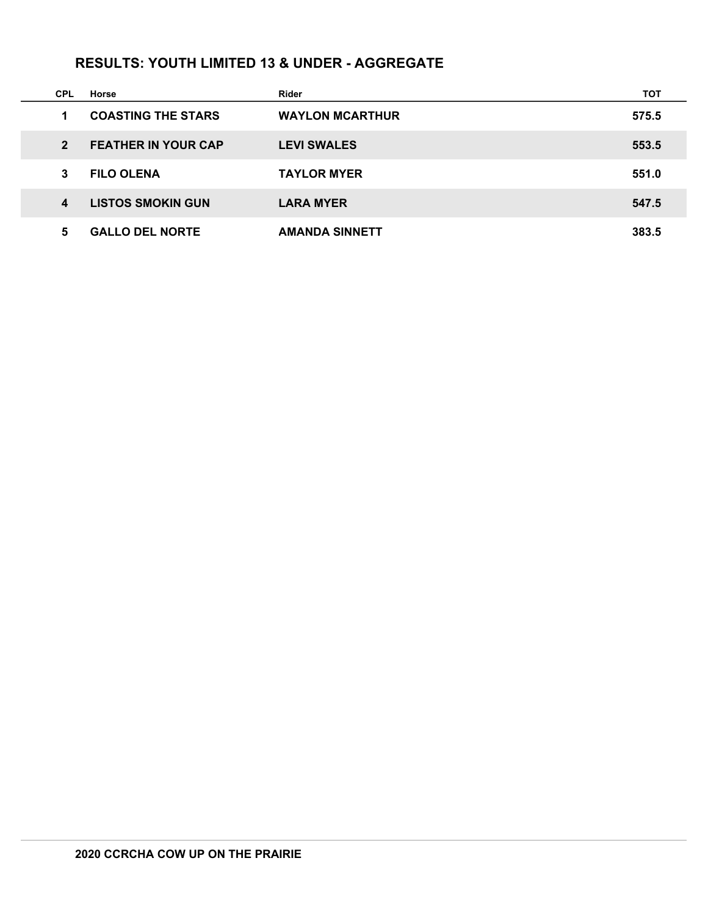## RESULTS: YOUTH LIMITED 13 & UNDER - AGGREGATE

| CPL | Horse | Rider | TOT |
|---|---|---|---|
| 1 | COASTING THE STARS | WAYLON MCARTHUR | 575.5 |
| 2 | FEATHER IN YOUR CAP | LEVI SWALES | 553.5 |
| 3 | FILO OLENA | TAYLOR MYER | 551.0 |
| 4 | LISTOS SMOKIN GUN | LARA MYER | 547.5 |
| 5 | GALLO DEL NORTE | AMANDA SINNETT | 383.5 |